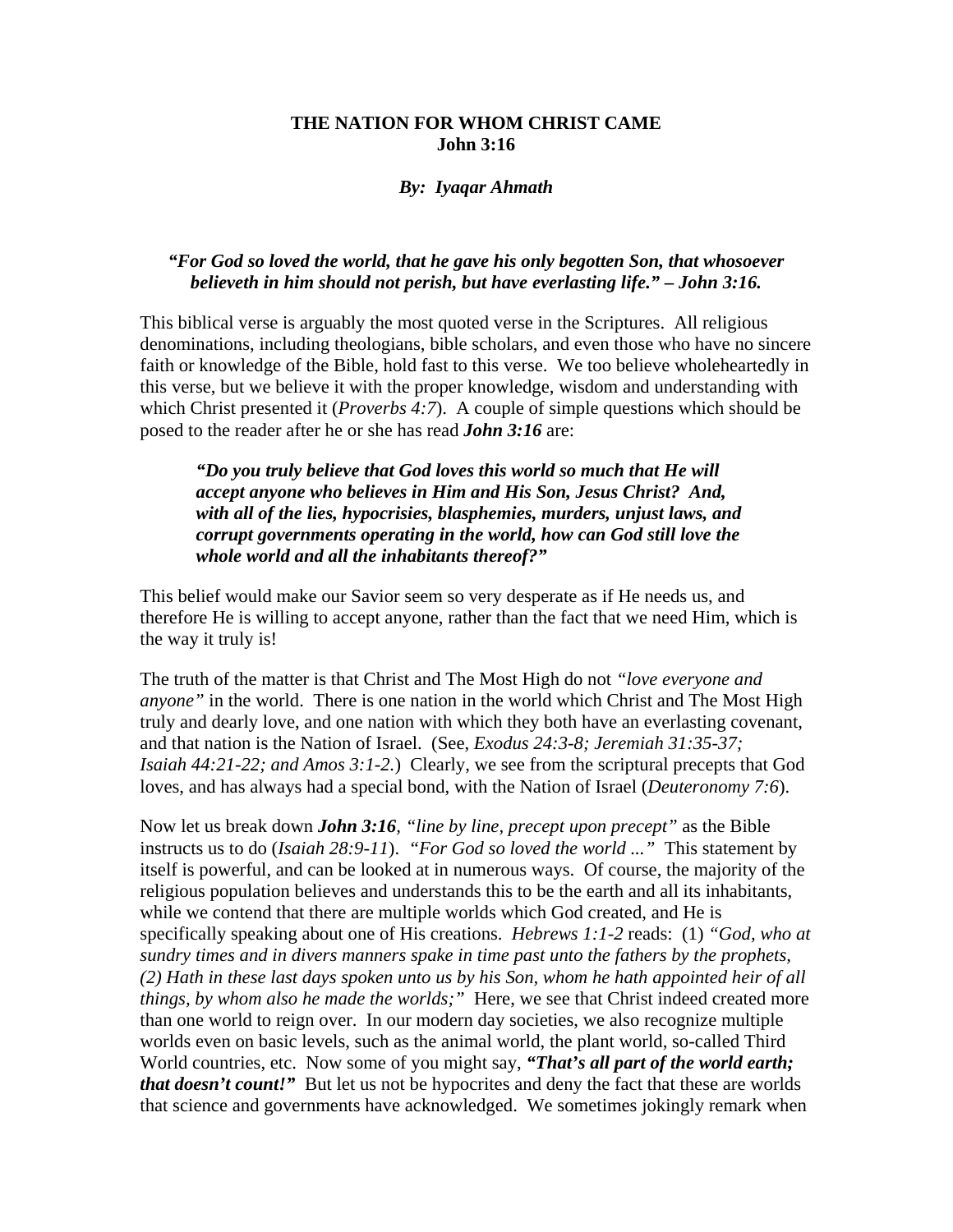**THE NATION FOR WHOM CHRIST CAME**
**John 3:16**

***By: Iyaqar Ahmath***

***"For God so loved the world, that he gave his only begotten Son, that whosoever believeth in him should not perish, but have everlasting life." – John 3:16.***

This biblical verse is arguably the most quoted verse in the Scriptures. All religious denominations, including theologians, bible scholars, and even those who have no sincere faith or knowledge of the Bible, hold fast to this verse. We too believe wholeheartedly in this verse, but we believe it with the proper knowledge, wisdom and understanding with which Christ presented it (*Proverbs 4:7*). A couple of simple questions which should be posed to the reader after he or she has read ***John 3:16*** are:

> ***"Do you truly believe that God loves this world so much that He will accept anyone who believes in Him and His Son, Jesus Christ? And, with all of the lies, hypocrisies, blasphemies, murders, unjust laws, and corrupt governments operating in the world, how can God still love the whole world and all the inhabitants thereof?"***

This belief would make our Savior seem so very desperate as if He needs us, and therefore He is willing to accept anyone, rather than the fact that we need Him, which is the way it truly is!

The truth of the matter is that Christ and The Most High do not *"love everyone and anyone"* in the world. There is one nation in the world which Christ and The Most High truly and dearly love, and one nation with which they both have an everlasting covenant, and that nation is the Nation of Israel. (See, *Exodus 24:3-8; Jeremiah 31:35-37; Isaiah 44:21-22; and Amos 3:1-2.*) Clearly, we see from the scriptural precepts that God loves, and has always had a special bond, with the Nation of Israel (*Deuteronomy 7:6*).

Now let us break down ***John 3:16***, *"line by line, precept upon precept"* as the Bible instructs us to do (*Isaiah 28:9-11*). *"For God so loved the world ..."* This statement by itself is powerful, and can be looked at in numerous ways. Of course, the majority of the religious population believes and understands this to be the earth and all its inhabitants, while we contend that there are multiple worlds which God created, and He is specifically speaking about one of His creations. *Hebrews 1:1-2* reads: (1) *"God, who at sundry times and in divers manners spake in time past unto the fathers by the prophets, (2) Hath in these last days spoken unto us by his Son, whom he hath appointed heir of all things, by whom also he made the worlds;"* Here, we see that Christ indeed created more than one world to reign over. In our modern day societies, we also recognize multiple worlds even on basic levels, such as the animal world, the plant world, so-called Third World countries, etc. Now some of you might say, ***"That's all part of the world earth; that doesn't count!"*** But let us not be hypocrites and deny the fact that these are worlds that science and governments have acknowledged. We sometimes jokingly remark when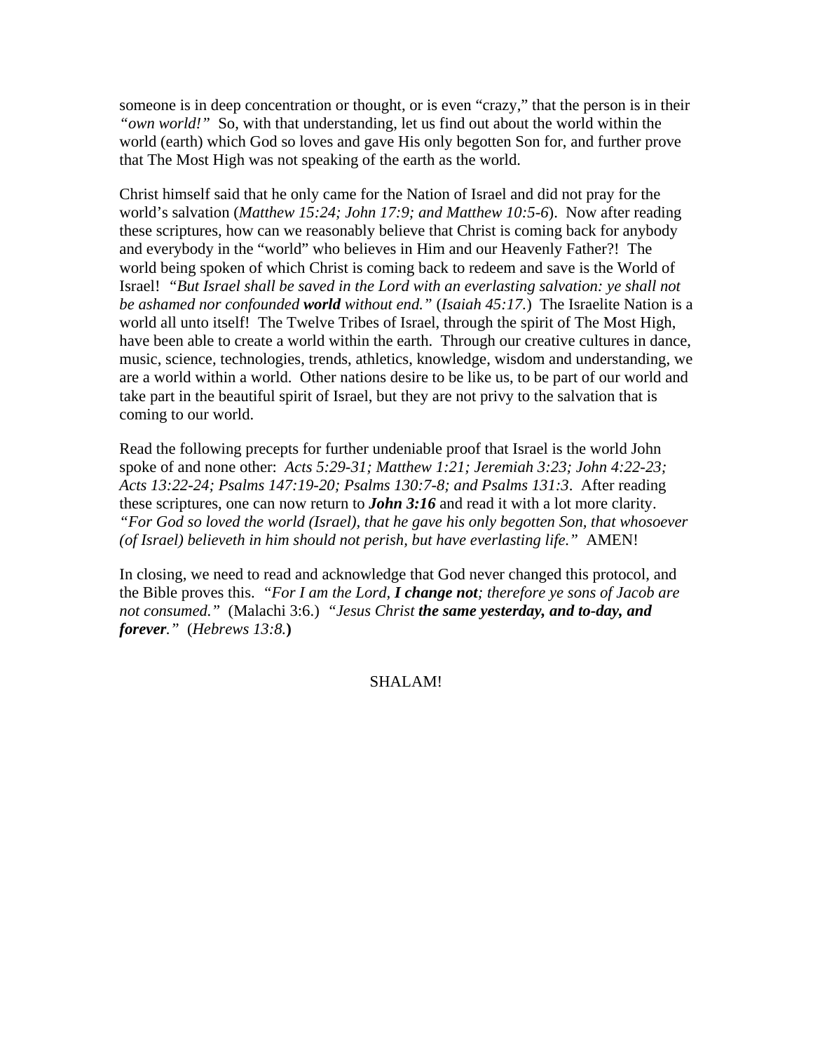someone is in deep concentration or thought, or is even "crazy," that the person is in their *"own world!"* So, with that understanding, let us find out about the world within the world (earth) which God so loves and gave His only begotten Son for, and further prove that The Most High was not speaking of the earth as the world.

Christ himself said that he only came for the Nation of Israel and did not pray for the world's salvation (*Matthew 15:24; John 17:9; and Matthew 10:5-6*). Now after reading these scriptures, how can we reasonably believe that Christ is coming back for anybody and everybody in the "world" who believes in Him and our Heavenly Father?! The world being spoken of which Christ is coming back to redeem and save is the World of Israel! *"But Israel shall be saved in the Lord with an everlasting salvation: ye shall not be ashamed nor confounded **world** without end."* (*Isaiah 45:17.*) The Israelite Nation is a world all unto itself! The Twelve Tribes of Israel, through the spirit of The Most High, have been able to create a world within the earth. Through our creative cultures in dance, music, science, technologies, trends, athletics, knowledge, wisdom and understanding, we are a world within a world. Other nations desire to be like us, to be part of our world and take part in the beautiful spirit of Israel, but they are not privy to the salvation that is coming to our world.

Read the following precepts for further undeniable proof that Israel is the world John spoke of and none other: *Acts 5:29-31; Matthew 1:21; Jeremiah 3:23; John 4:22-23; Acts 13:22-24; Psalms 147:19-20; Psalms 130:7-8; and Psalms 131:3*. After reading these scriptures, one can now return to ***John 3:16*** and read it with a lot more clarity. *"For God so loved the world (Israel), that he gave his only begotten Son, that whosoever (of Israel) believeth in him should not perish, but have everlasting life."* AMEN!

In closing, we need to read and acknowledge that God never changed this protocol, and the Bible proves this. *"For I am the Lord, **I change not**; therefore ye sons of Jacob are not consumed."* (Malachi 3:6.) *"Jesus Christ **the same yesterday, and to-day, and forever**."* (*Hebrews 13:8.***)**

SHALAM!